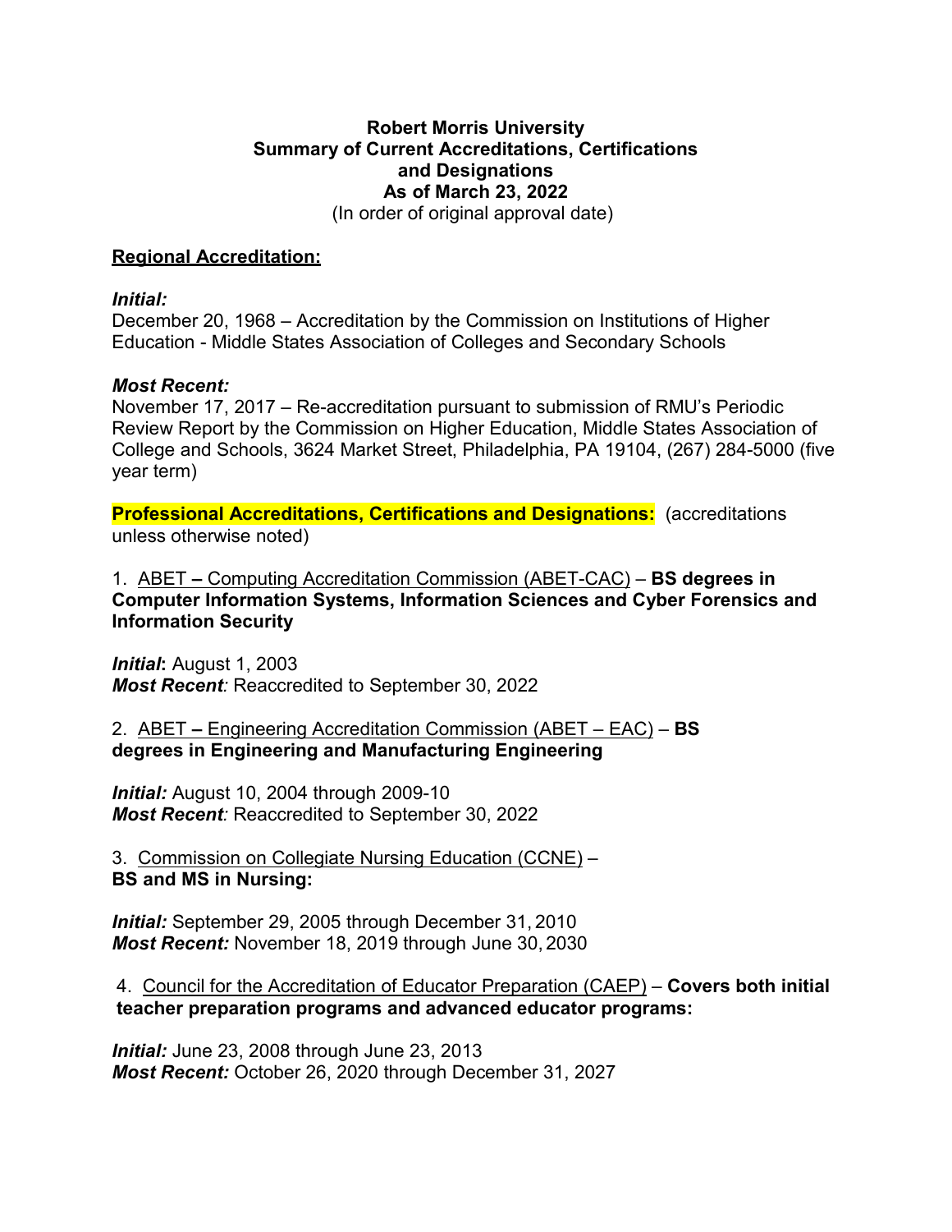**Robert Morris University**
**Summary of Current Accreditations, Certifications and Designations**
**As of March 23, 2022**
(In order of original approval date)

## Regional Accreditation:

***Initial:***
December 20, 1968 – Accreditation by the Commission on Institutions of Higher Education - Middle States Association of Colleges and Secondary Schools

***Most Recent:***
November 17, 2017 – Re-accreditation pursuant to submission of RMU's Periodic Review Report by the Commission on Higher Education, Middle States Association of College and Schools, 3624 Market Street, Philadelphia, PA 19104, (267) 284-5000 (five year term)

**Professional Accreditations, Certifications and Designations:** (accreditations unless otherwise noted)

1. ABET – Computing Accreditation Commission (ABET-CAC) – **BS degrees in Computer Information Systems, Information Sciences and Cyber Forensics and Information Security**

***Initial*:** August 1, 2003
***Most Recent*:** Reaccredited to September 30, 2022

2. ABET – Engineering Accreditation Commission (ABET – EAC) – **BS degrees in Engineering and Manufacturing Engineering**

***Initial:*** August 10, 2004 through 2009-10
***Most Recent*:** Reaccredited to September 30, 2022

3. Commission on Collegiate Nursing Education (CCNE) – **BS and MS in Nursing:**

***Initial:*** September 29, 2005 through December 31, 2010
***Most Recent:*** November 18, 2019 through June 30, 2030

4. Council for the Accreditation of Educator Preparation (CAEP) – **Covers both initial teacher preparation programs and advanced educator programs:**

***Initial:*** June 23, 2008 through June 23, 2013
***Most Recent:*** October 26, 2020 through December 31, 2027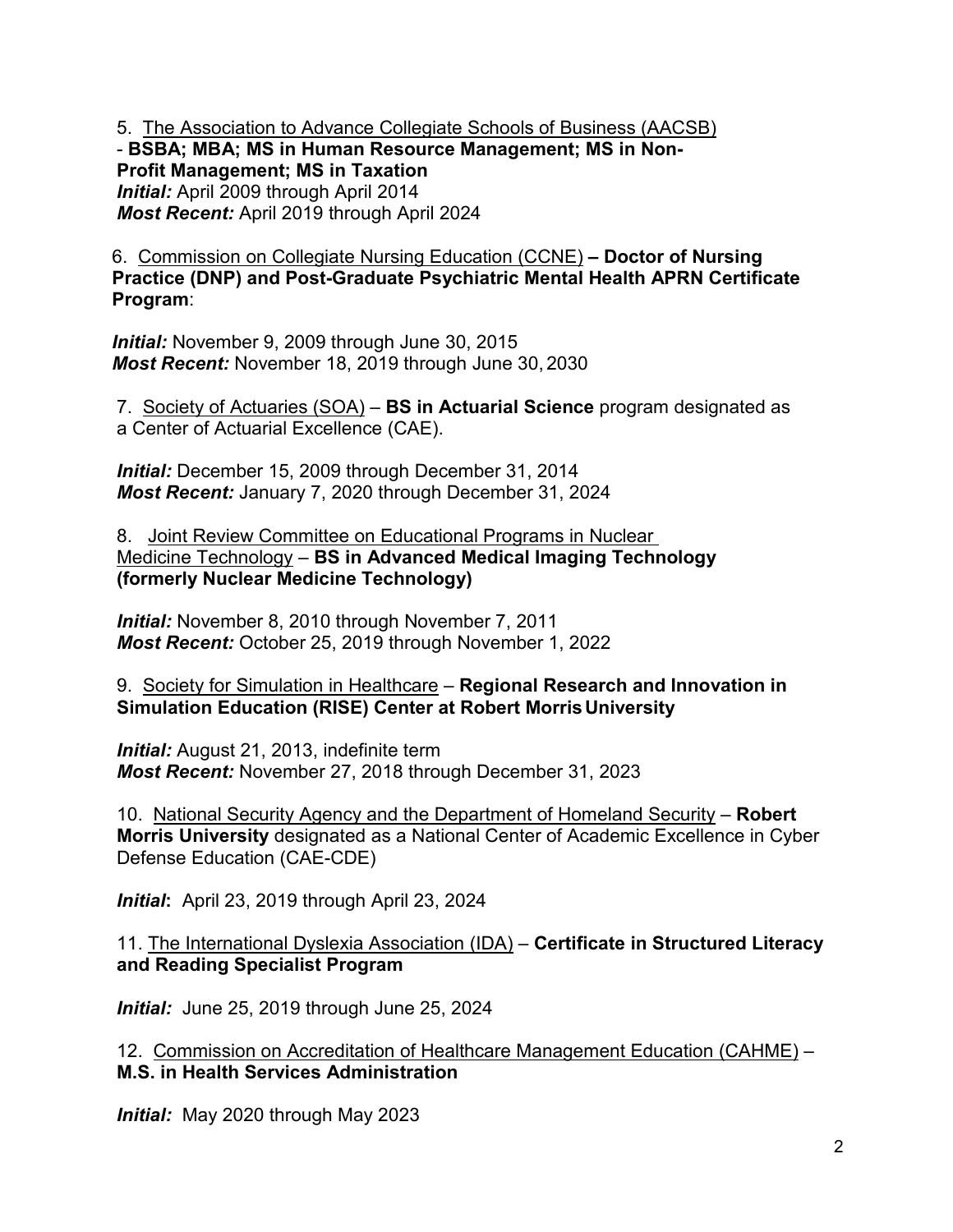5. <u>The Association to Advance Collegiate Schools of Business (AACSB)</u>
- **BSBA; MBA; MS in Human Resource Management; MS in Non-Profit Management; MS in Taxation**
***Initial:*** April 2009 through April 2014
***Most Recent:*** April 2019 through April 2024

6. <u>Commission on Collegiate Nursing Education (CCNE)</u> **– Doctor of Nursing Practice (DNP) and Post-Graduate Psychiatric Mental Health APRN Certificate Program**:

***Initial:*** November 9, 2009 through June 30, 2015
***Most Recent:*** November 18, 2019 through June 30, 2030

7. <u>Society of Actuaries (SOA)</u> – **BS in Actuarial Science** program designated as a Center of Actuarial Excellence (CAE).

***Initial:*** December 15, 2009 through December 31, 2014
***Most Recent:*** January 7, 2020 through December 31, 2024

8. <u>Joint Review Committee on Educational Programs in Nuclear Medicine Technology</u> – **BS in Advanced Medical Imaging Technology (formerly Nuclear Medicine Technology)**

***Initial:*** November 8, 2010 through November 7, 2011
***Most Recent:*** October 25, 2019 through November 1, 2022

9. <u>Society for Simulation in Healthcare</u> – **Regional Research and Innovation in Simulation Education (RISE) Center at Robert Morris University**

***Initial:*** August 21, 2013, indefinite term
***Most Recent:*** November 27, 2018 through December 31, 2023

10. <u>National Security Agency and the Department of Homeland Security</u> – **Robert Morris University** designated as a National Center of Academic Excellence in Cyber Defense Education (CAE-CDE)

***Initial*:** April 23, 2019 through April 23, 2024

11. <u>The International Dyslexia Association (IDA)</u> – **Certificate in Structured Literacy and Reading Specialist Program**

***Initial:*** June 25, 2019 through June 25, 2024

12. <u>Commission on Accreditation of Healthcare Management Education (CAHME)</u> – **M.S. in Health Services Administration**

***Initial:*** May 2020 through May 2023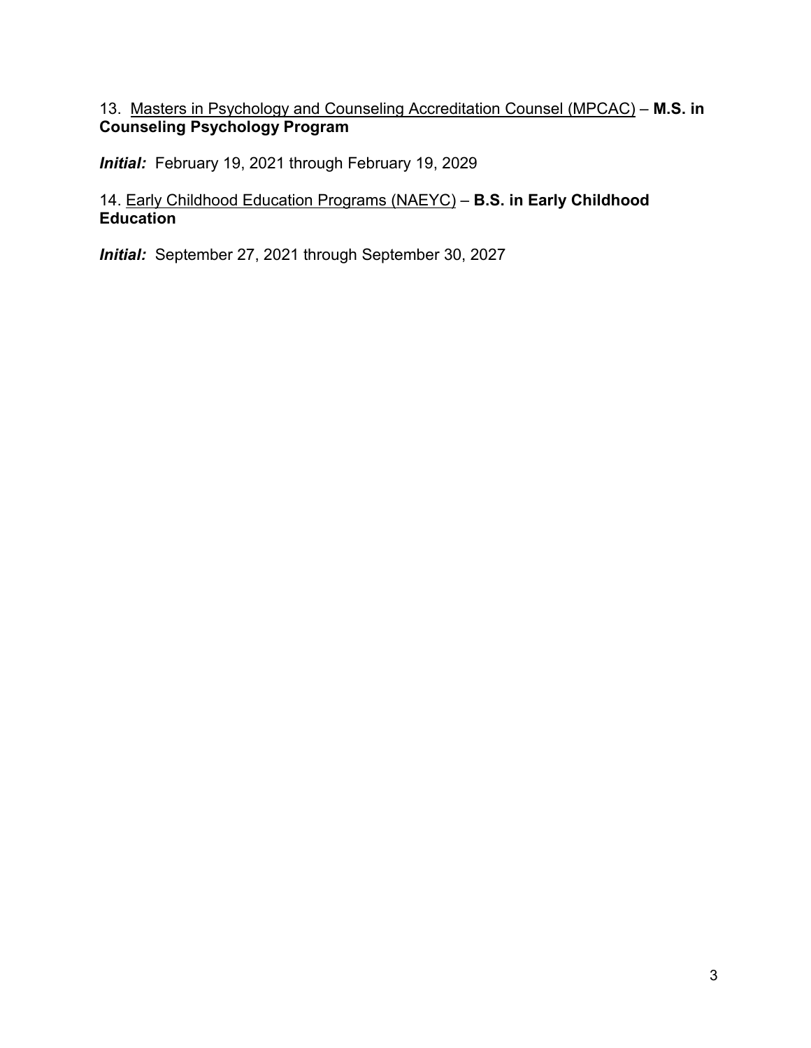13. <u>Masters in Psychology and Counseling Accreditation Counsel (MPCAC)</u> – **M.S. in Counseling Psychology Program**

***Initial:*** February 19, 2021 through February 19, 2029

14. <u>Early Childhood Education Programs (NAEYC)</u> – **B.S. in Early Childhood Education**

***Initial:*** September 27, 2021 through September 30, 2027